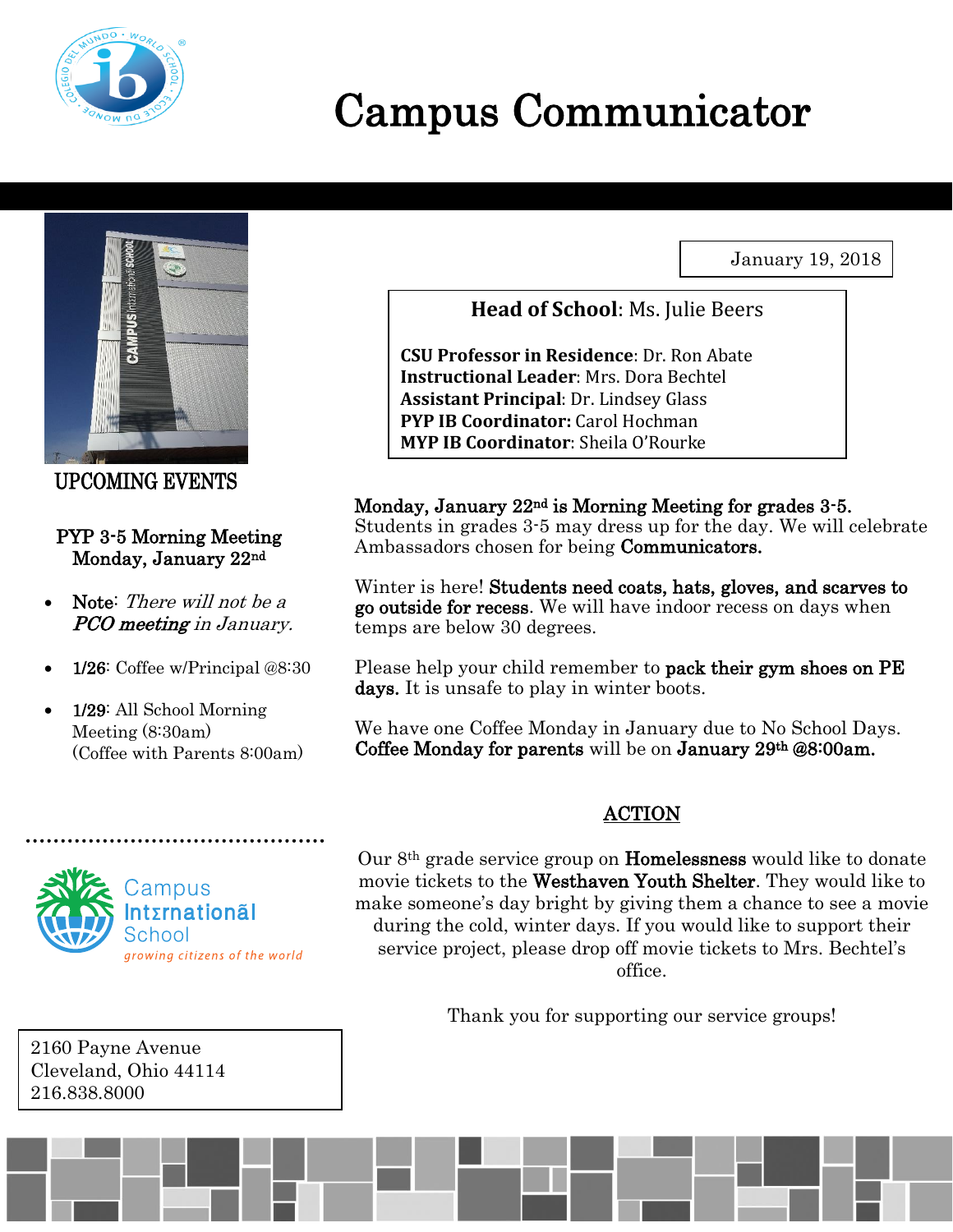# Campus Communicator

January 19, 2018

**Head of School**: Ms. Julie Beers

**CSU Professor in Residence**: Dr. Ron Abate
**Instructional Leader**: Mrs. Dora Bechtel
**Assistant Principal**: Dr. Lindsey Glass
**PYP IB Coordinator:** Carol Hochman
**MYP IB Coordinator**: Sheila O'Rourke

## UPCOMING EVENTS

PYP 3-5 Morning Meeting
Monday, January 22nd

- Note: *There will not be a PCO meeting in January.*
- 1/26: Coffee w/Principal @8:30
- 1/29: All School Morning Meeting (8:30am) (Coffee with Parents 8:00am)

Campus International School
*growing citizens of the world*

2160 Payne Avenue
Cleveland, Ohio 44114
216.838.8000

**Monday, January 22nd is Morning Meeting for grades 3-5.** Students in grades 3-5 may dress up for the day. We will celebrate Ambassadors chosen for being **Communicators.**

Winter is here! **Students need coats, hats, gloves, and scarves to go outside for recess**. We will have indoor recess on days when temps are below 30 degrees.

Please help your child remember to **pack their gym shoes on PE days.** It is unsafe to play in winter boots.

We have one Coffee Monday in January due to No School Days. **Coffee Monday for parents** will be on **January 29th @8:00am.**

## ACTION

Our 8th grade service group on **Homelessness** would like to donate movie tickets to the **Westhaven Youth Shelter**. They would like to make someone's day bright by giving them a chance to see a movie during the cold, winter days. If you would like to support their service project, please drop off movie tickets to Mrs. Bechtel's office.

Thank you for supporting our service groups!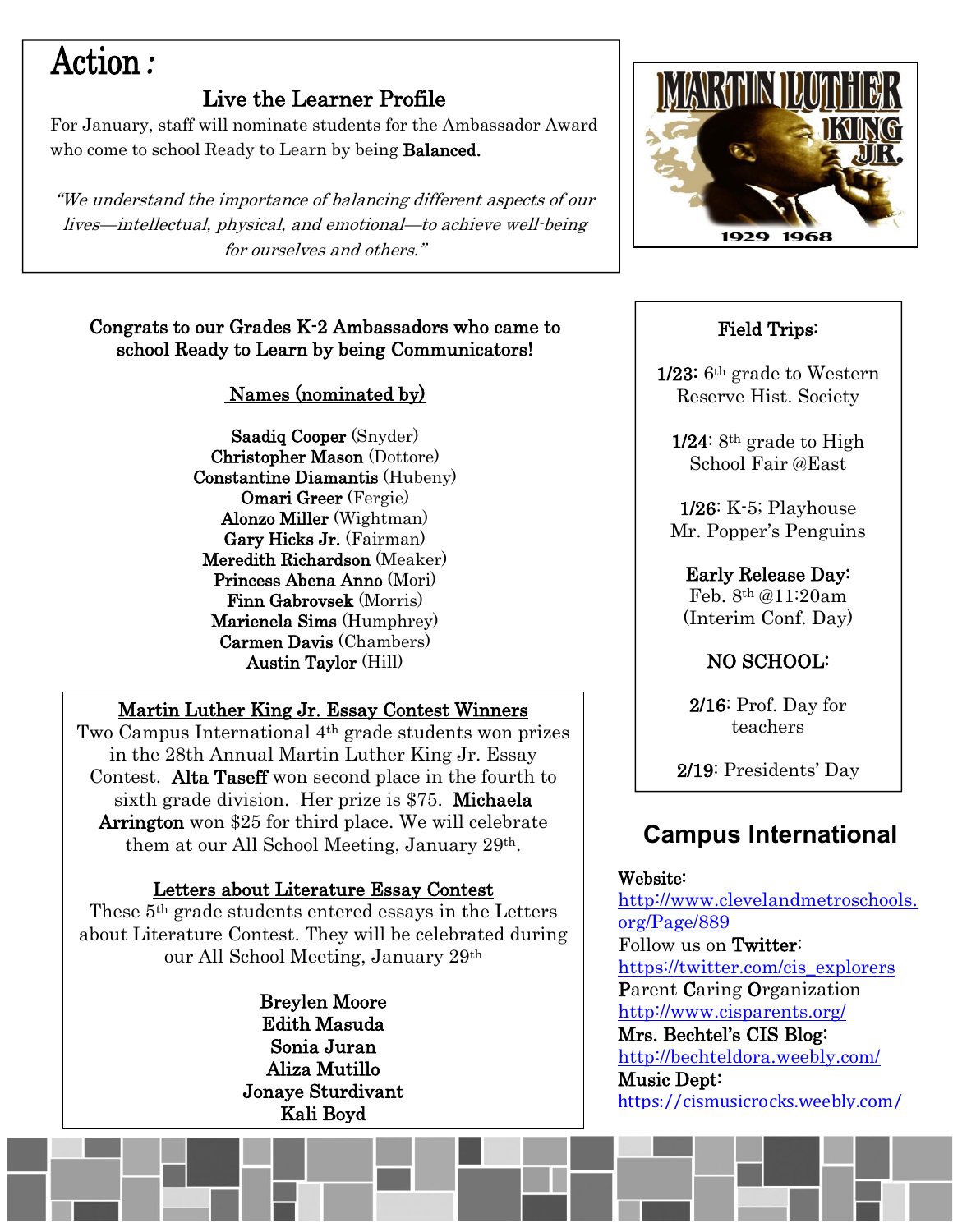# Action :

## Live the Learner Profile

For January, staff will nominate students for the Ambassador Award who come to school Ready to Learn by being **Balanced.**

*"We understand the importance of balancing different aspects of our lives—intellectual, physical, and emotional—to achieve well-being for ourselves and others."*

MARTIN LUTHER KING JR.

1929 1968

**Congrats to our Grades K-2 Ambassadors who came to school Ready to Learn by being Communicators!**

**Names (nominated by)**

**Saadiq Cooper** (Snyder)
**Christopher Mason** (Dottore)
**Constantine Diamantis** (Hubeny)
**Omari Greer** (Fergie)
**Alonzo Miller** (Wightman)
**Gary Hicks Jr.** (Fairman)
**Meredith Richardson** (Meaker)
**Princess Abena Anno** (Mori)
**Finn Gabrovsek** (Morris)
**Marienela Sims** (Humphrey)
**Carmen Davis** (Chambers)
**Austin Taylor** (Hill)

**Martin Luther King Jr. Essay Contest Winners**

Two Campus International 4th grade students won prizes in the 28th Annual Martin Luther King Jr. Essay Contest. **Alta Taseff** won second place in the fourth to sixth grade division. Her prize is $75. **Michaela Arrington** won $25 for third place. We will celebrate them at our All School Meeting, January 29th.

**Letters about Literature Essay Contest**

These 5th grade students entered essays in the Letters about Literature Contest. They will be celebrated during our All School Meeting, January 29th

**Breylen Moore**
**Edith Masuda**
**Sonia Juran**
**Aliza Mutillo**
**Jonaye Sturdivant**
**Kali Boyd**

**Field Trips:**

**1/23**: 6th grade to Western Reserve Hist. Society

**1/24**: 8th grade to High School Fair @East

**1/26**: K-5; Playhouse Mr. Popper's Penguins

**Early Release Day:**
Feb. 8th @11:20am (Interim Conf. Day)

**NO SCHOOL:**

**2/16**: Prof. Day for teachers

**2/19**: Presidents' Day

## Campus International

**Website:**
http://www.clevelandmetroschools.org/Page/889
Follow us on **Twitter**:
https://twitter.com/cis_explorers
**P**arent **C**aring **O**rganization
http://www.cisparents.org/
**Mrs. Bechtel's CIS Blog:**
http://bechteldora.weebly.com/
**Music Dept:**
https://cismusicrocks.weebly.com/